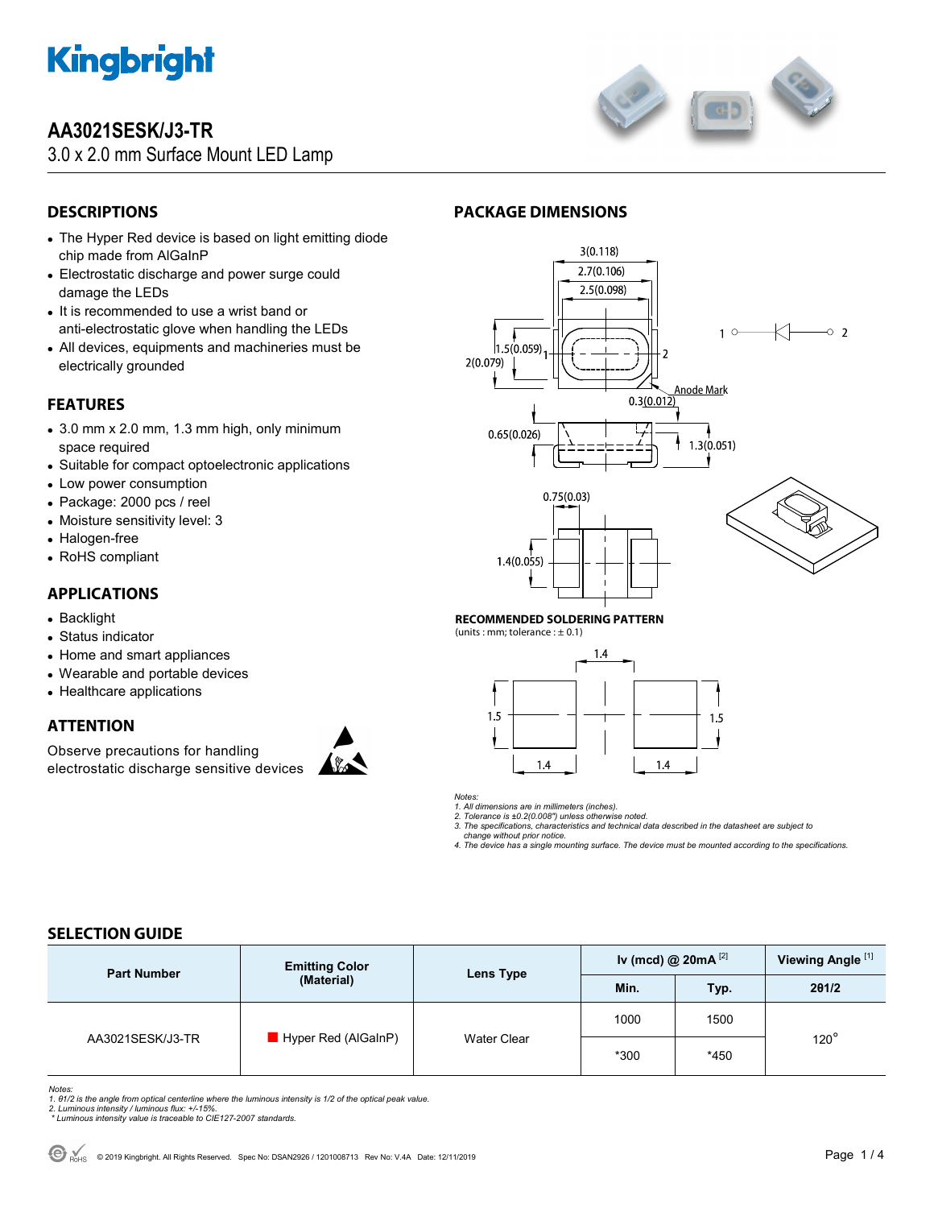# AA3021SESK/J3-TR

3.0 x 2.0 mm Surface Mount LED Lamp

## DESCRIPTIONS

- The Hyper Red device is based on light emitting diode chip made from AlGaInP
- Electrostatic discharge and power surge could damage the LEDs
- It is recommended to use a wrist band or anti-electrostatic glove when handling the LEDs
- All devices, equipments and machineries must be electrically grounded

## FEATURES

- 3.0 mm x 2.0 mm, 1.3 mm high, only minimum space required
- Suitable for compact optoelectronic applications
- Low power consumption
- Package: 2000 pcs / reel
- Moisture sensitivity level: 3
- Halogen-free
- RoHS compliant

## APPLICATIONS

- Backlight
- Status indicator
- Home and smart appliances
- Wearable and portable devices
- Healthcare applications

## ATTENTION

Observe precautions for handling electrostatic discharge sensitive devices

## PACKAGE DIMENSIONS

3(0.118)
2.7(0.106)
2.5(0.098)
1.5(0.059)
2(0.079)
Anode Mark
0.3(0.012)
0.65(0.026)
1.3(0.051)
0.75(0.03)
1.4(0.055)

### RECOMMENDED SOLDERING PATTERN

(units : mm; tolerance : ± 0.1)

1.4, 1.5, 1.5, 1.4, 1.4

*Notes:*
1. *All dimensions are in millimeters (inches).*
2. *Tolerance is ±0.2(0.008") unless otherwise noted.*
3. *The specifications, characteristics and technical data described in the datasheet are subject to change without prior notice.*
4. *The device has a single mounting surface. The device must be mounted according to the specifications.*

## SELECTION GUIDE

| Part Number | Emitting Color (Material) | Lens Type | Iv (mcd) @ 20mA [2] | | Viewing Angle [1] |
|---|---|---|---|---|---|
| | | | Min. | Typ. | 2θ1/2 |
| AA3021SESK/J3-TR | Hyper Red (AlGaInP) | Water Clear | 1000 | 1500 | 120° |
| | | | *300 | *450 | |

*Notes:*
1. *θ1/2 is the angle from optical centerline where the luminous intensity is 1/2 of the optical peak value.*
2. *Luminous intensity / luminous flux: +/-15%.*
 *\* Luminous intensity value is traceable to CIE127-2007 standards.*

© 2019 Kingbright. All Rights Reserved. Spec No: DSAN2926 / 1201008713 Rev No: V.4A Date: 12/11/2019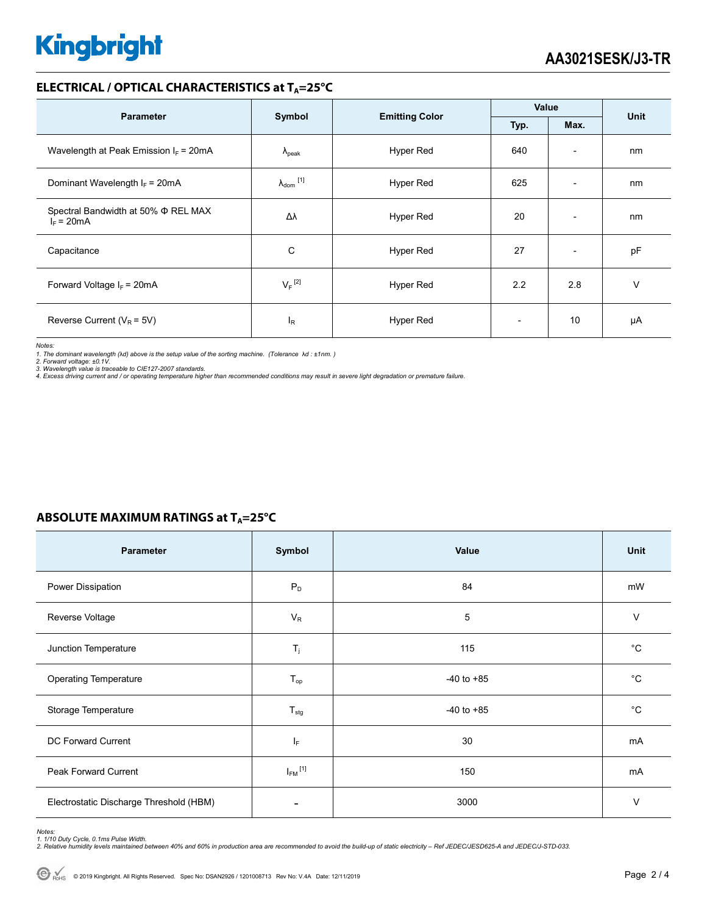## ELECTRICAL / OPTICAL CHARACTERISTICS at $T_A$=25°C

| Parameter | Symbol | Emitting Color | Value | | Unit |
|---|---|---|---|---|---|
| | | | Typ. | Max. | |
| Wavelength at Peak Emission $I_F$ = 20mA | $\lambda_{peak}$ | Hyper Red | 640 | - | nm |
| Dominant Wavelength $I_F$ = 20mA | $\lambda_{dom}$ [1] | Hyper Red | 625 | - | nm |
| Spectral Bandwidth at 50% Φ REL MAX $I_F$ = 20mA | Δλ | Hyper Red | 20 | - | nm |
| Capacitance | C | Hyper Red | 27 | - | pF |
| Forward Voltage $I_F$ = 20mA | $V_F$ [2] | Hyper Red | 2.2 | 2.8 | V |
| Reverse Current ($V_R$ = 5V) | $I_R$ | Hyper Red | - | 10 | µA |

*Notes:*
*1. The dominant wavelength (λd) above is the setup value of the sorting machine. (Tolerance λd : ±1nm. )*
*2. Forward voltage: ±0.1V.*
*3. Wavelength value is traceable to CIE127-2007 standards.*
*4. Excess driving current and / or operating temperature higher than recommended conditions may result in severe light degradation or premature failure.*

## ABSOLUTE MAXIMUM RATINGS at $T_A$=25°C

| Parameter | Symbol | Value | Unit |
|---|---|---|---|
| Power Dissipation | $P_D$ | 84 | mW |
| Reverse Voltage | $V_R$ | 5 | V |
| Junction Temperature | $T_j$ | 115 | °C |
| Operating Temperature | $T_{op}$ | -40 to +85 | °C |
| Storage Temperature | $T_{stg}$ | -40 to +85 | °C |
| DC Forward Current | $I_F$ | 30 | mA |
| Peak Forward Current | $I_{FM}$ [1] | 150 | mA |
| Electrostatic Discharge Threshold (HBM) | - | 3000 | V |

*Notes:*
*1. 1/10 Duty Cycle, 0.1ms Pulse Width.*
*2. Relative humidity levels maintained between 40% and 60% in production area are recommended to avoid the build-up of static electricity – Ref JEDEC/JESD625-A and JEDEC/J-STD-033.*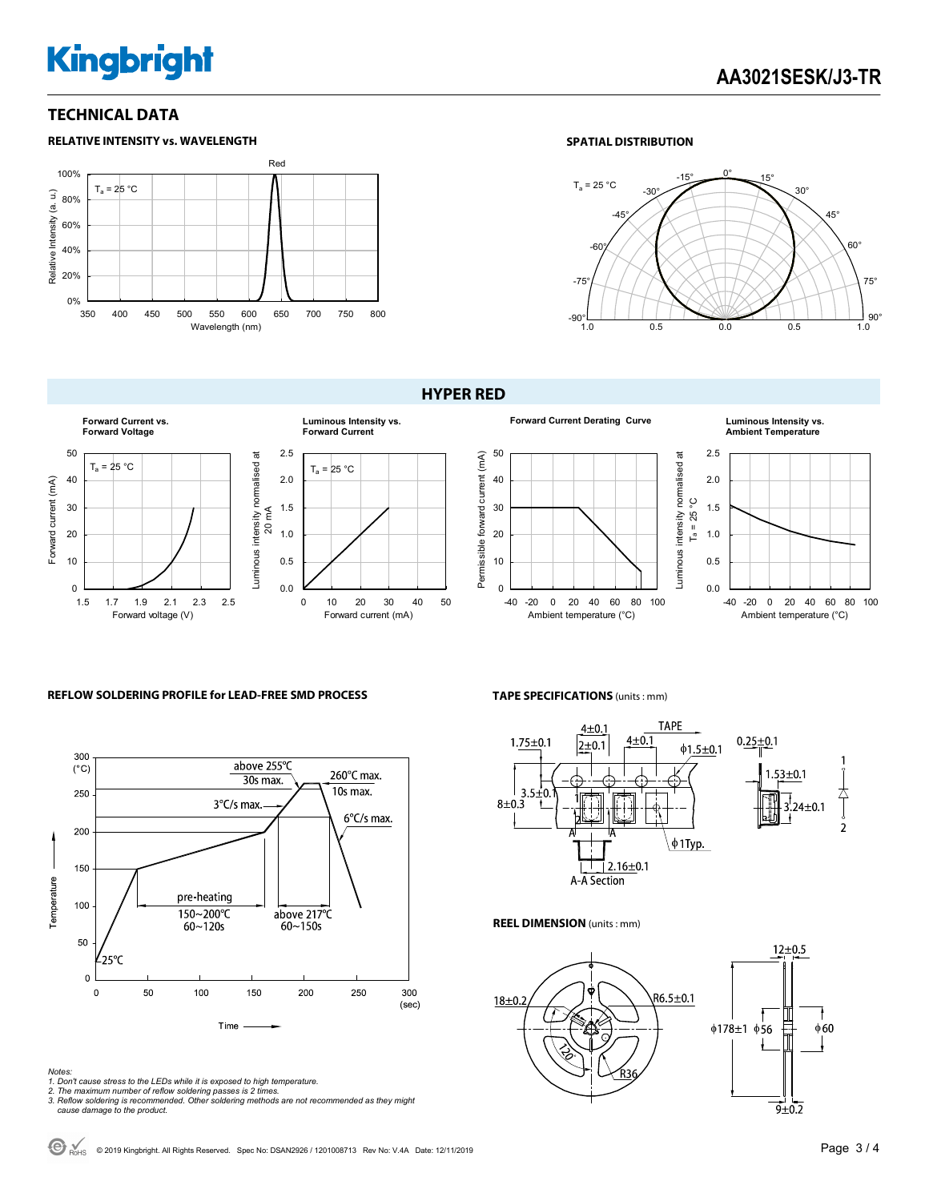## TECHNICAL DATA

### RELATIVE INTENSITY vs. WAVELENGTH

Red

$T_a$ = 25 °C

Relative Intensity (a. u.)

100%, 80%, 60%, 40%, 20%, 0%

350 400 450 500 550 600 650 700 750 800

Wavelength (nm)

### SPATIAL DISTRIBUTION

$T_a$ = 25 °C

0°, 15°, 30°, 45°, 60°, 75°, 90°, -15°, -30°, -45°, -60°, -75°, -90°

1.0 0.5 0.0 0.5 1.0

## HYPER RED

**Forward Current vs. Forward Voltage**

$T_a$ = 25 °C

Forward current (mA): 0, 10, 20, 30, 40, 50

Forward voltage (V): 1.5, 1.7, 1.9, 2.1, 2.3, 2.5

**Luminous Intensity vs. Forward Current**

$T_a$ = 25 °C

Luminous intensity normalised at 20 mA: 0.0, 0.5, 1.0, 1.5, 2.0, 2.5

Forward current (mA): 0, 10, 20, 30, 40, 50

**Forward Current Derating Curve**

Permissible forward current (mA): 0, 10, 20, 30, 40, 50

Ambient temperature (°C): -40, -20, 0, 20, 40, 60, 80, 100

**Luminous Intensity vs. Ambient Temperature**

Luminous intensity normalised at $T_a$ = 25 °C: 0.0, 0.5, 1.0, 1.5, 2.0, 2.5

Ambient temperature (°C): -40, -20, 0, 20, 40, 60, 80, 100

### REFLOW SOLDERING PROFILE for LEAD-FREE SMD PROCESS

Temperature (°C): 0, 50, 100, 150, 200, 250, 300

Time (sec): 0, 50, 100, 150, 200, 250, 300

- 25℃
- pre-heating 150~200℃ 60~120s
- 3°C/s max.
- above 255℃ 30s max.
- 260℃ max. 10s max.
- above 217℃ 60~150s
- 6°C/s max.

*Notes:*
*1. Don't cause stress to the LEDs while it is exposed to high temperature.*
*2. The maximum number of reflow soldering passes is 2 times.*
*3. Reflow soldering is recommended. Other soldering methods are not recommended as they might cause damage to the product.*

### TAPE SPECIFICATIONS (units : mm)

TAPE

1.75±0.1, 4±0.1, 2±0.1, 4±0.1, ϕ1.5±0.1, 0.25±0.1, 3.5±0.1, 8±0.3, 1.53±0.1, 3.24±0.1, ϕ1Typ., 2.16±0.1

A-A Section

1, 2

### REEL DIMENSION (units : mm)

18±0.2, R6.5±0.1, 120°, R36, 12±0.5, ϕ178±1, ϕ56, ϕ60, 9±0.2

© 2019 Kingbright. All Rights Reserved. Spec No: DSAN2926 / 1201008713 Rev No: V.4A Date: 12/11/2019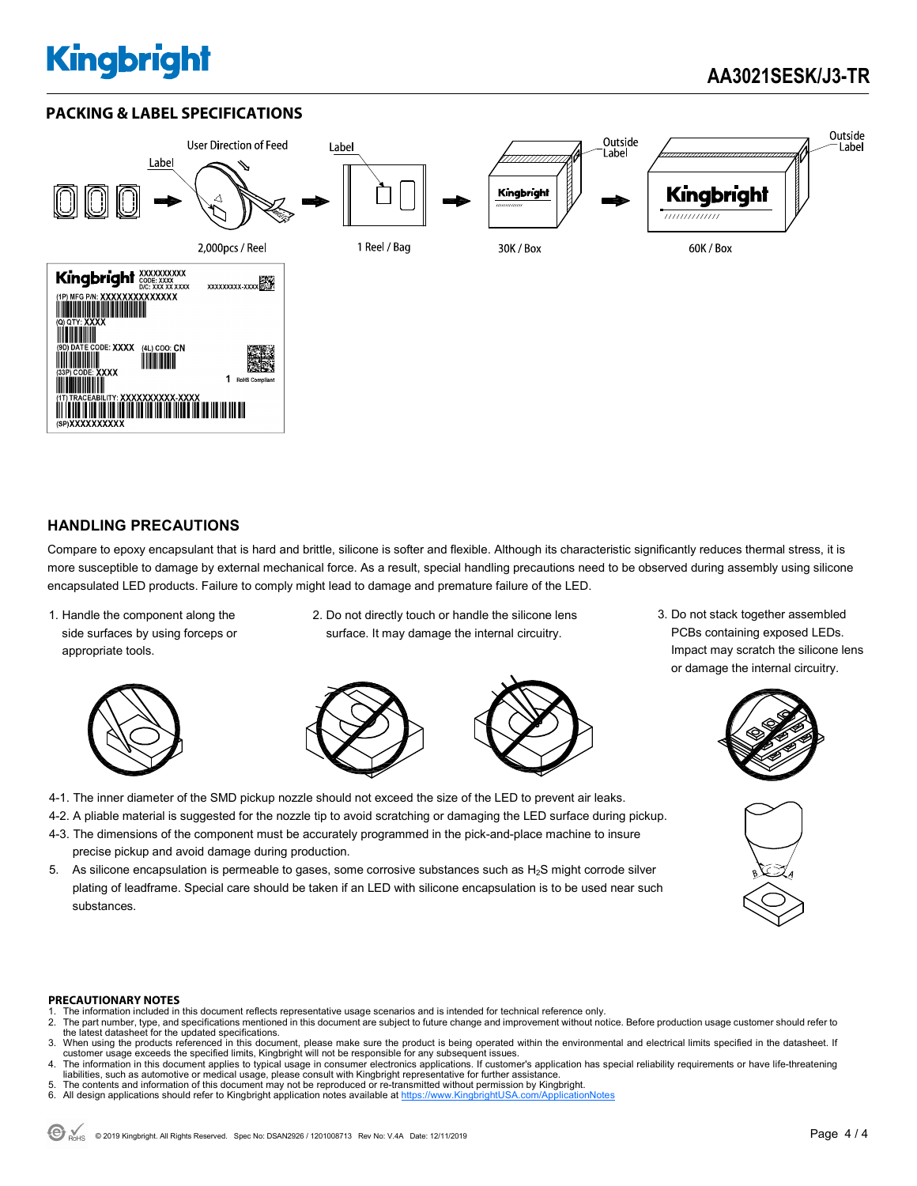## PACKING & LABEL SPECIFICATIONS

User Direction of Feed

Label

Label

Outside Label

Outside Label

2,000pcs / Reel

1 Reel / Bag

30K / Box

60K / Box

Kingbright XXXXXXXXXX CODE: XXXX D/C: XXX XX XXXX XXXXXXXXX-XXXX

(1P) MFG P/N: XXXXXXXXXXXXXX

(Q) QTY: XXXX

(9D) DATE CODE: XXXX (4L) COO: CN

(33P) CODE: XXXX

1 RoHS Compliant

(1T) TRACEABILITY: XXXXXXXXXX-XXXX

(SP)XXXXXXXXXX

## HANDLING PRECAUTIONS

Compare to epoxy encapsulant that is hard and brittle, silicone is softer and flexible. Although its characteristic significantly reduces thermal stress, it is more susceptible to damage by external mechanical force. As a result, special handling precautions need to be observed during assembly using silicone encapsulated LED products. Failure to comply might lead to damage and premature failure of the LED.

1. Handle the component along the side surfaces by using forceps or appropriate tools.
2. Do not directly touch or handle the silicone lens surface. It may damage the internal circuitry.
3. Do not stack together assembled PCBs containing exposed LEDs. Impact may scratch the silicone lens or damage the internal circuitry.

4-1. The inner diameter of the SMD pickup nozzle should not exceed the size of the LED to prevent air leaks.

4-2. A pliable material is suggested for the nozzle tip to avoid scratching or damaging the LED surface during pickup.

4-3. The dimensions of the component must be accurately programmed in the pick-and-place machine to insure precise pickup and avoid damage during production.

5. As silicone encapsulation is permeable to gases, some corrosive substances such as $H_2S$ might corrode silver plating of leadframe. Special care should be taken if an LED with silicone encapsulation is to be used near such substances.

B A

### PRECAUTIONARY NOTES

1. The information included in this document reflects representative usage scenarios and is intended for technical reference only.
2. The part number, type, and specifications mentioned in this document are subject to future change and improvement without notice. Before production usage customer should refer to the latest datasheet for the updated specifications.
3. When using the products referenced in this document, please make sure the product is being operated within the environmental and electrical limits specified in the datasheet. If customer usage exceeds the specified limits, Kingbright will not be responsible for any subsequent issues.
4. The information in this document applies to typical usage in consumer electronics applications. If customer's application has special reliability requirements or have life-threatening liabilities, such as automotive or medical usage, please consult with Kingbright representative for further assistance.
5. The contents and information of this document may not be reproduced or re-transmitted without permission by Kingbright.
6. All design applications should refer to Kingbright application notes available at https://www.KingbrightUSA.com/ApplicationNotes

© 2019 Kingbright. All Rights Reserved. Spec No: DSAN2926 / 1201008713 Rev No: V.4A Date: 12/11/2019